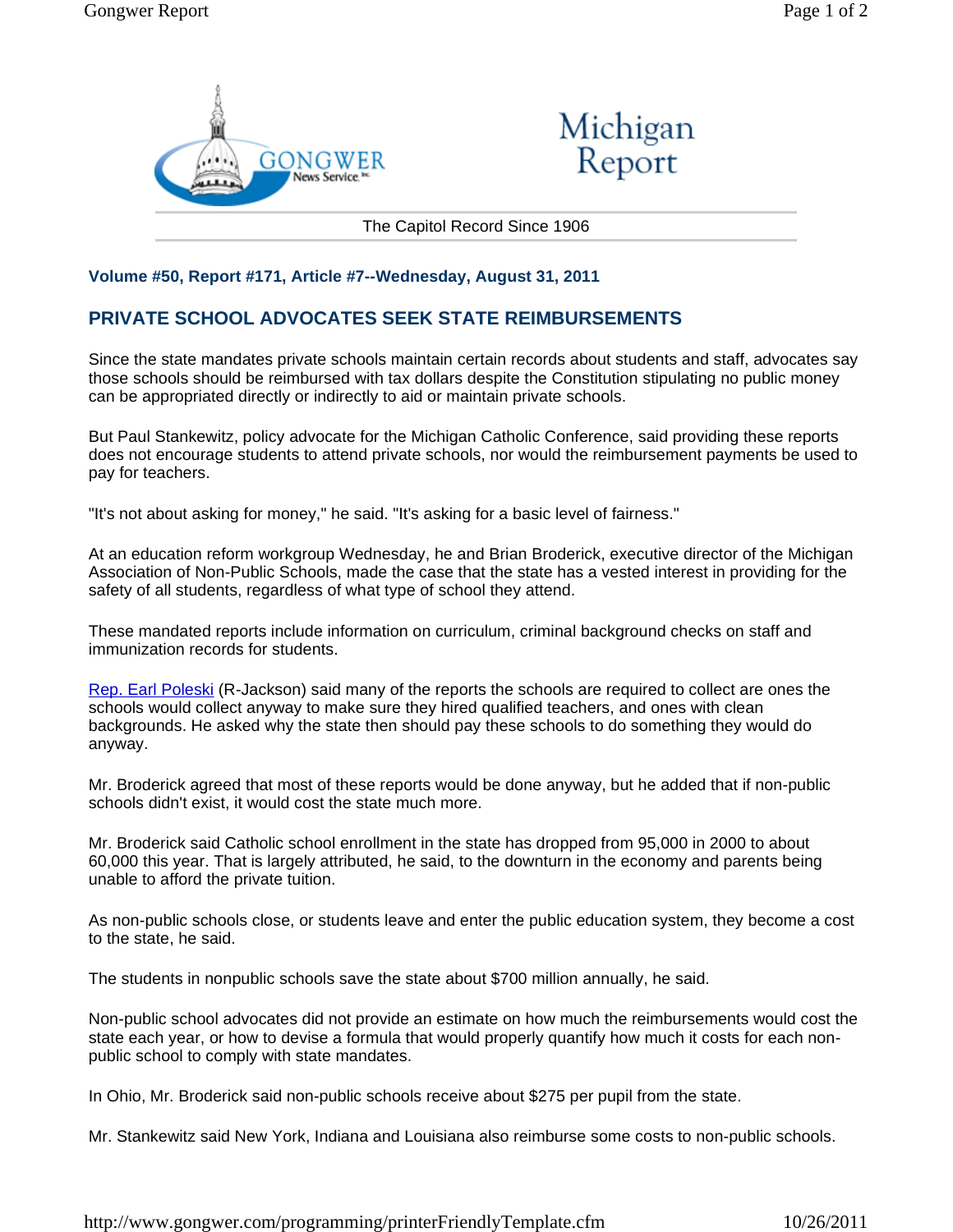Michigan Report

The Capitol Record Since 1906

**Volume #50, Report #171, Article #7--Wednesday, August 31, 2011**

## PRIVATE SCHOOL ADVOCATES SEEK STATE REIMBURSEMENTS

Since the state mandates private schools maintain certain records about students and staff, advocates say those schools should be reimbursed with tax dollars despite the Constitution stipulating no public money can be appropriated directly or indirectly to aid or maintain private schools.

But Paul Stankewitz, policy advocate for the Michigan Catholic Conference, said providing these reports does not encourage students to attend private schools, nor would the reimbursement payments be used to pay for teachers.

"It's not about asking for money," he said. "It's asking for a basic level of fairness."

At an education reform workgroup Wednesday, he and Brian Broderick, executive director of the Michigan Association of Non-Public Schools, made the case that the state has a vested interest in providing for the safety of all students, regardless of what type of school they attend.

These mandated reports include information on curriculum, criminal background checks on staff and immunization records for students.

Rep. Earl Poleski (R-Jackson) said many of the reports the schools are required to collect are ones the schools would collect anyway to make sure they hired qualified teachers, and ones with clean backgrounds. He asked why the state then should pay these schools to do something they would do anyway.

Mr. Broderick agreed that most of these reports would be done anyway, but he added that if non-public schools didn't exist, it would cost the state much more.

Mr. Broderick said Catholic school enrollment in the state has dropped from 95,000 in 2000 to about 60,000 this year. That is largely attributed, he said, to the downturn in the economy and parents being unable to afford the private tuition.

As non-public schools close, or students leave and enter the public education system, they become a cost to the state, he said.

The students in nonpublic schools save the state about $700 million annually, he said.

Non-public school advocates did not provide an estimate on how much the reimbursements would cost the state each year, or how to devise a formula that would properly quantify how much it costs for each non-public school to comply with state mandates.

In Ohio, Mr. Broderick said non-public schools receive about $275 per pupil from the state.

Mr. Stankewitz said New York, Indiana and Louisiana also reimburse some costs to non-public schools.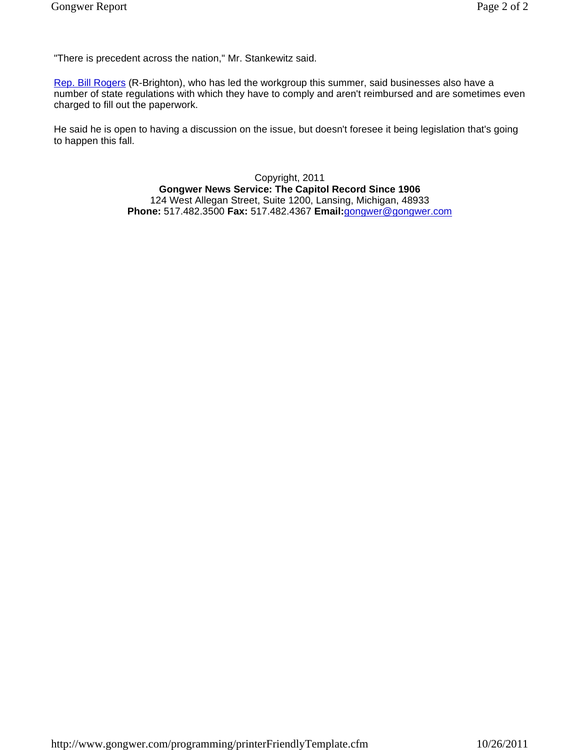"There is precedent across the nation," Mr. Stankewitz said.

Rep. Bill Rogers (R-Brighton), who has led the workgroup this summer, said businesses also have a number of state regulations with which they have to comply and aren't reimbursed and are sometimes even charged to fill out the paperwork.

He said he is open to having a discussion on the issue, but doesn't foresee it being legislation that's going to happen this fall.

Copyright, 2011
**Gongwer News Service: The Capitol Record Since 1906**
124 West Allegan Street, Suite 1200, Lansing, Michigan, 48933
**Phone:** 517.482.3500 **Fax:** 517.482.4367 **Email:**gongwer@gongwer.com